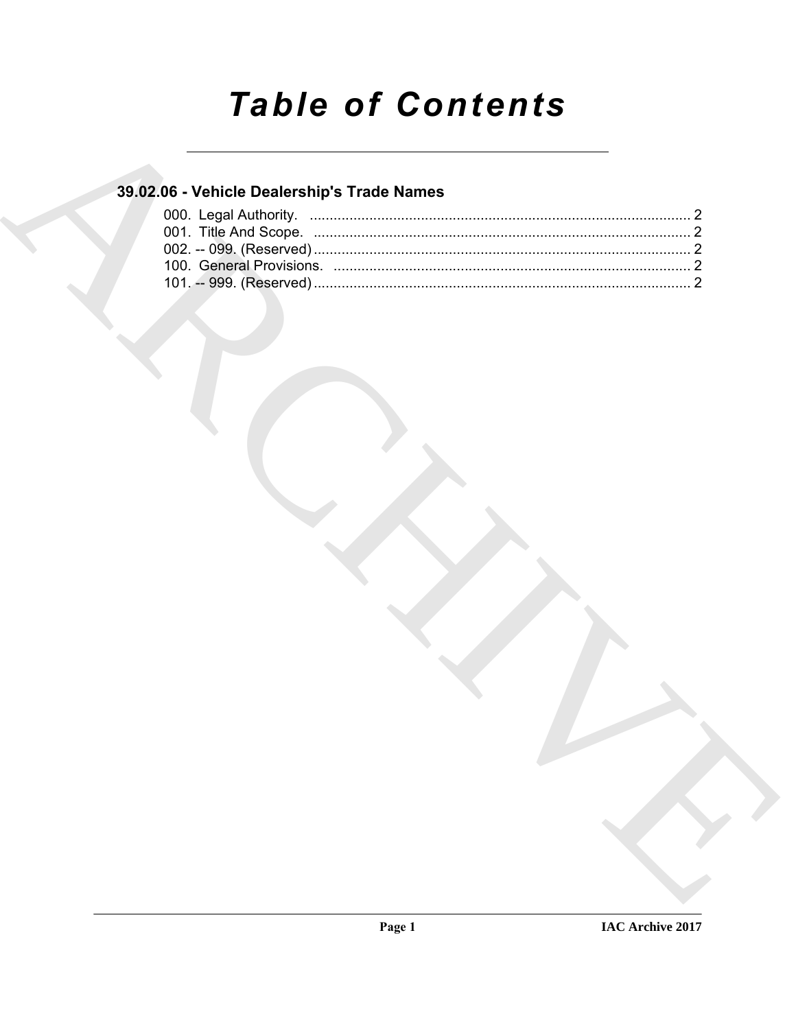# *Table of Contents*

## 39.02.06 - Vehicle Dealership's Trade Names

000. Legal Authority. ................................................................................................. 2
001. Title And Scope. ................................................................................................. 2
002. -- 099. (Reserved) ................................................................................................. 2
100. General Provisions. ................................................................................................. 2
101. -- 999. (Reserved) ................................................................................................. 2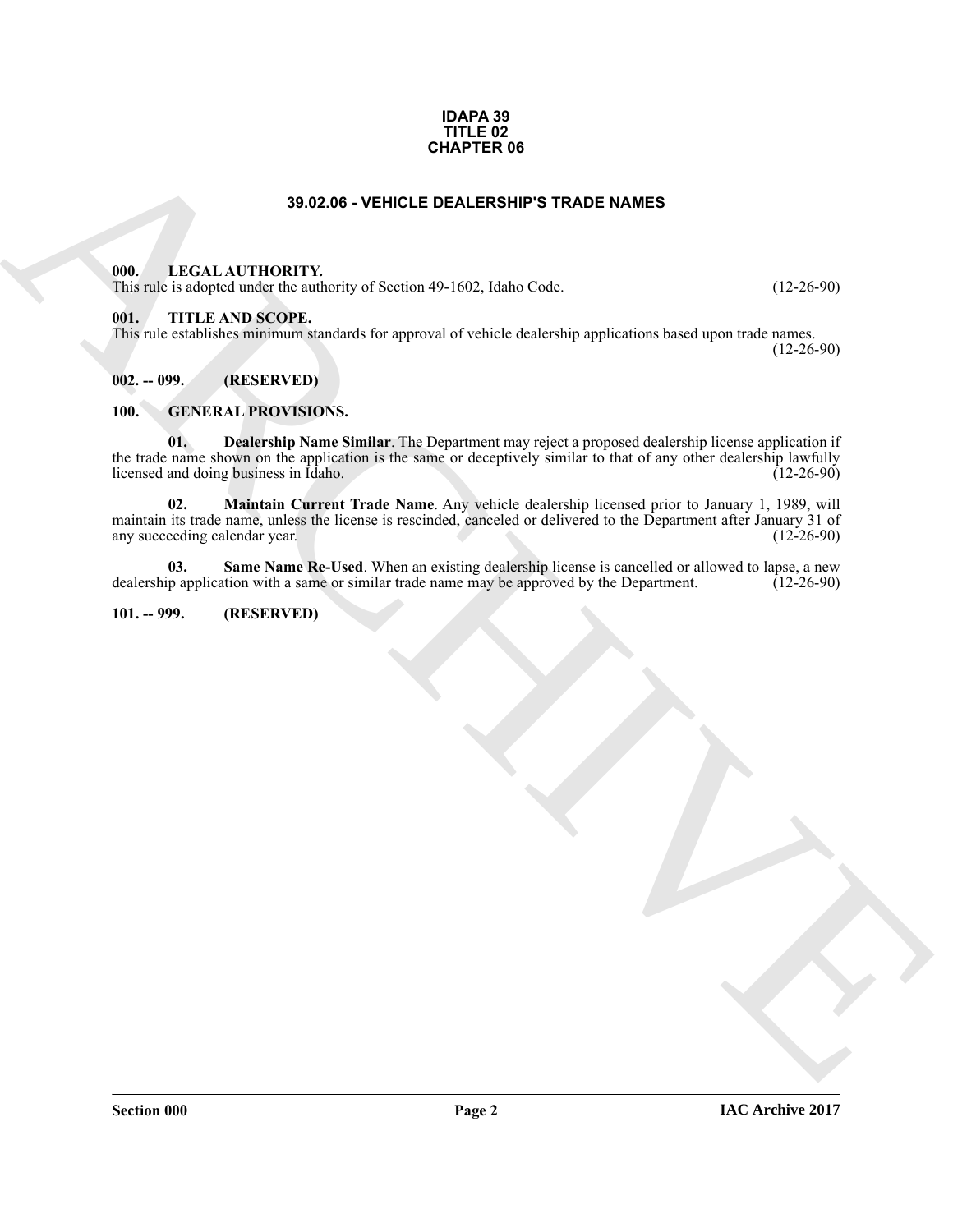**IDAPA 39**
**TITLE 02**
**CHAPTER 06**

## 39.02.06 - VEHICLE DEALERSHIP'S TRADE NAMES

### 000. LEGAL AUTHORITY.

This rule is adopted under the authority of Section 49-1602, Idaho Code. (12-26-90)

### 001. TITLE AND SCOPE.

This rule establishes minimum standards for approval of vehicle dealership applications based upon trade names. (12-26-90)

### 002. -- 099. (RESERVED)

### 100. GENERAL PROVISIONS.

**01. Dealership Name Similar**. The Department may reject a proposed dealership license application if the trade name shown on the application is the same or deceptively similar to that of any other dealership lawfully licensed and doing business in Idaho. (12-26-90)

**02. Maintain Current Trade Name**. Any vehicle dealership licensed prior to January 1, 1989, will maintain its trade name, unless the license is rescinded, canceled or delivered to the Department after January 31 of any succeeding calendar year. (12-26-90)

**03. Same Name Re-Used**. When an existing dealership license is cancelled or allowed to lapse, a new dealership application with a same or similar trade name may be approved by the Department. (12-26-90)

### 101. -- 999. (RESERVED)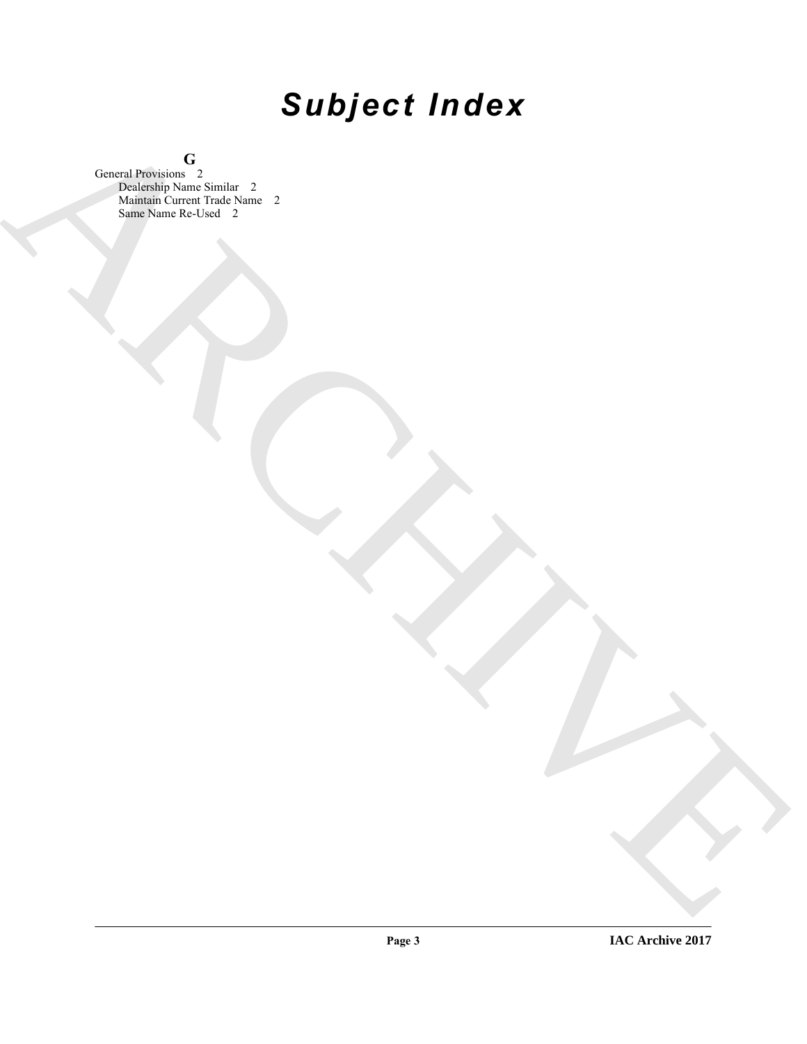# *Subject Index*

**G**

General Provisions 2
- Dealership Name Similar 2
- Maintain Current Trade Name 2
- Same Name Re-Used 2